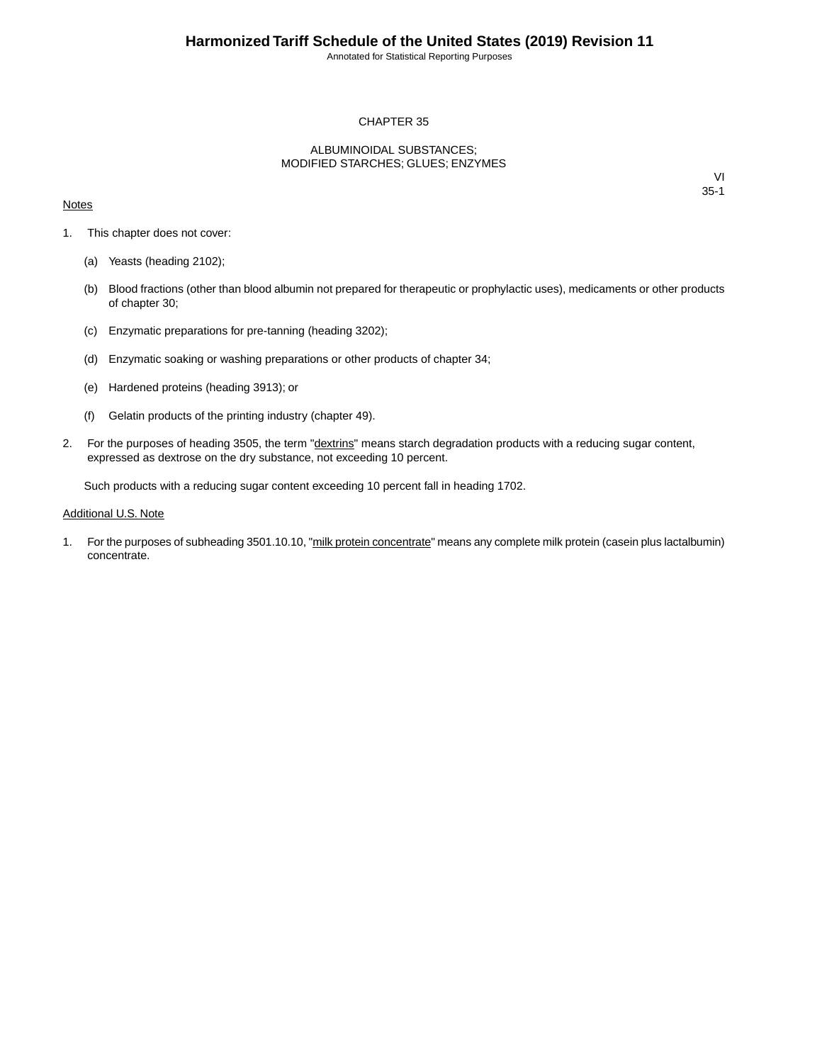# CHAPTER 35

## ALBUMINOIDAL SUBSTANCES; MODIFIED STARCHES; GLUES; ENZYMES

VI
35-1

Notes

1. This chapter does not cover:

   (a) Yeasts (heading 2102);

   (b) Blood fractions (other than blood albumin not prepared for therapeutic or prophylactic uses), medicaments or other products of chapter 30;

   (c) Enzymatic preparations for pre-tanning (heading 3202);

   (d) Enzymatic soaking or washing preparations or other products of chapter 34;

   (e) Hardened proteins (heading 3913); or

   (f) Gelatin products of the printing industry (chapter 49).

2. For the purposes of heading 3505, the term "dextrins" means starch degradation products with a reducing sugar content, expressed as dextrose on the dry substance, not exceeding 10 percent.

   Such products with a reducing sugar content exceeding 10 percent fall in heading 1702.

Additional U.S. Note

1. For the purposes of subheading 3501.10.10, "milk protein concentrate" means any complete milk protein (casein plus lactalbumin) concentrate.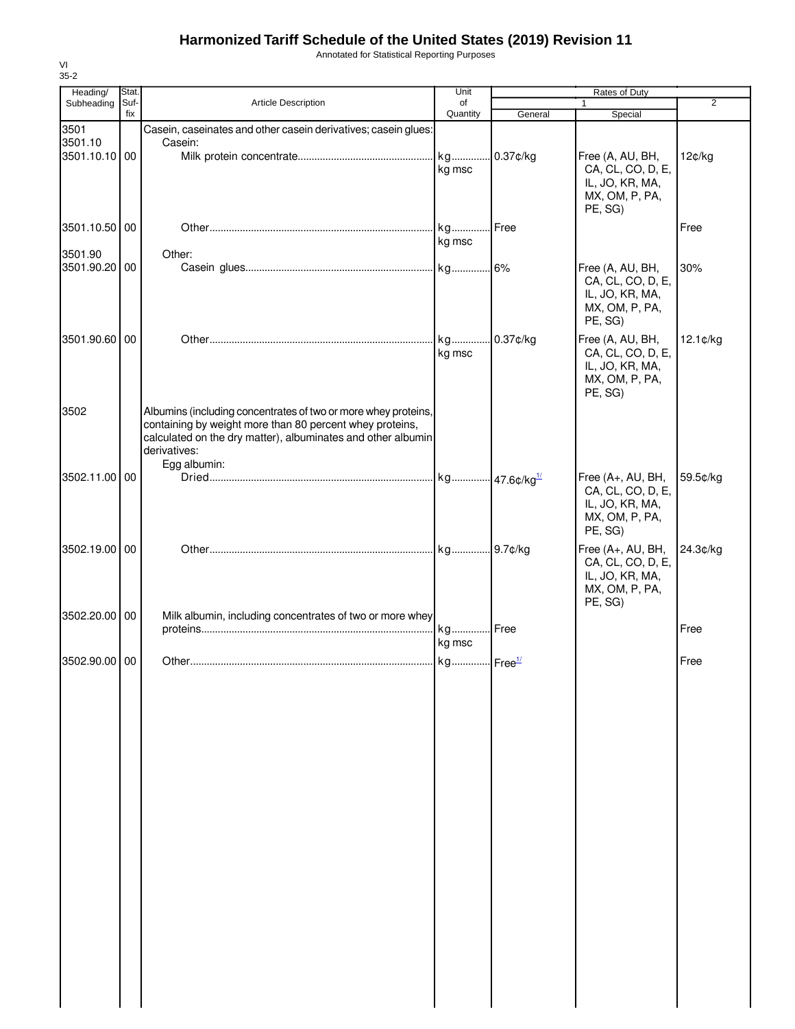# Harmonized Tariff Schedule of the United States (2019) Revision 11

Annotated for Statistical Reporting Purposes

VI
35-2

| Heading/ Subheading | Stat. Suf-fix | Article Description | Unit of Quantity | Rates of Duty 1 General | Rates of Duty 1 Special | Rates of Duty 2 |
|---|---|---|---|---|---|---|
| 3501 | | Casein, caseinates and other casein derivatives; casein glues: | | | | |
| 3501.10 | | Casein: | | | | |
| 3501.10.10 | 00 | Milk protein concentrate | kg kg msc | 0.37¢/kg | Free (A, AU, BH, CA, CL, CO, D, E, IL, JO, KR, MA, MX, OM, P, PA, PE, SG) | 12¢/kg |
| 3501.10.50 | 00 | Other | kg kg msc | Free | | Free |
| 3501.90 | | Other: | | | | |
| 3501.90.20 | 00 | Casein glues | kg | 6% | Free (A, AU, BH, CA, CL, CO, D, E, IL, JO, KR, MA, MX, OM, P, PA, PE, SG) | 30% |
| 3501.90.60 | 00 | Other | kg kg msc | 0.37¢/kg | Free (A, AU, BH, CA, CL, CO, D, E, IL, JO, KR, MA, MX, OM, P, PA, PE, SG) | 12.1¢/kg |
| 3502 | | Albumins (including concentrates of two or more whey proteins, containing by weight more than 80 percent whey proteins, calculated on the dry matter), albuminates and other albumin derivatives: | | | | |
| | | Egg albumin: | | | | |
| 3502.11.00 | 00 | Dried | kg | 47.6¢/kg[1/] | Free (A+, AU, BH, CA, CL, CO, D, E, IL, JO, KR, MA, MX, OM, P, PA, PE, SG) | 59.5¢/kg |
| 3502.19.00 | 00 | Other | kg | 9.7¢/kg | Free (A+, AU, BH, CA, CL, CO, D, E, IL, JO, KR, MA, MX, OM, P, PA, PE, SG) | 24.3¢/kg |
| 3502.20.00 | 00 | Milk albumin, including concentrates of two or more whey proteins | kg kg msc | Free | | Free |
| 3502.90.00 | 00 | Other | kg | Free[1/] | | Free |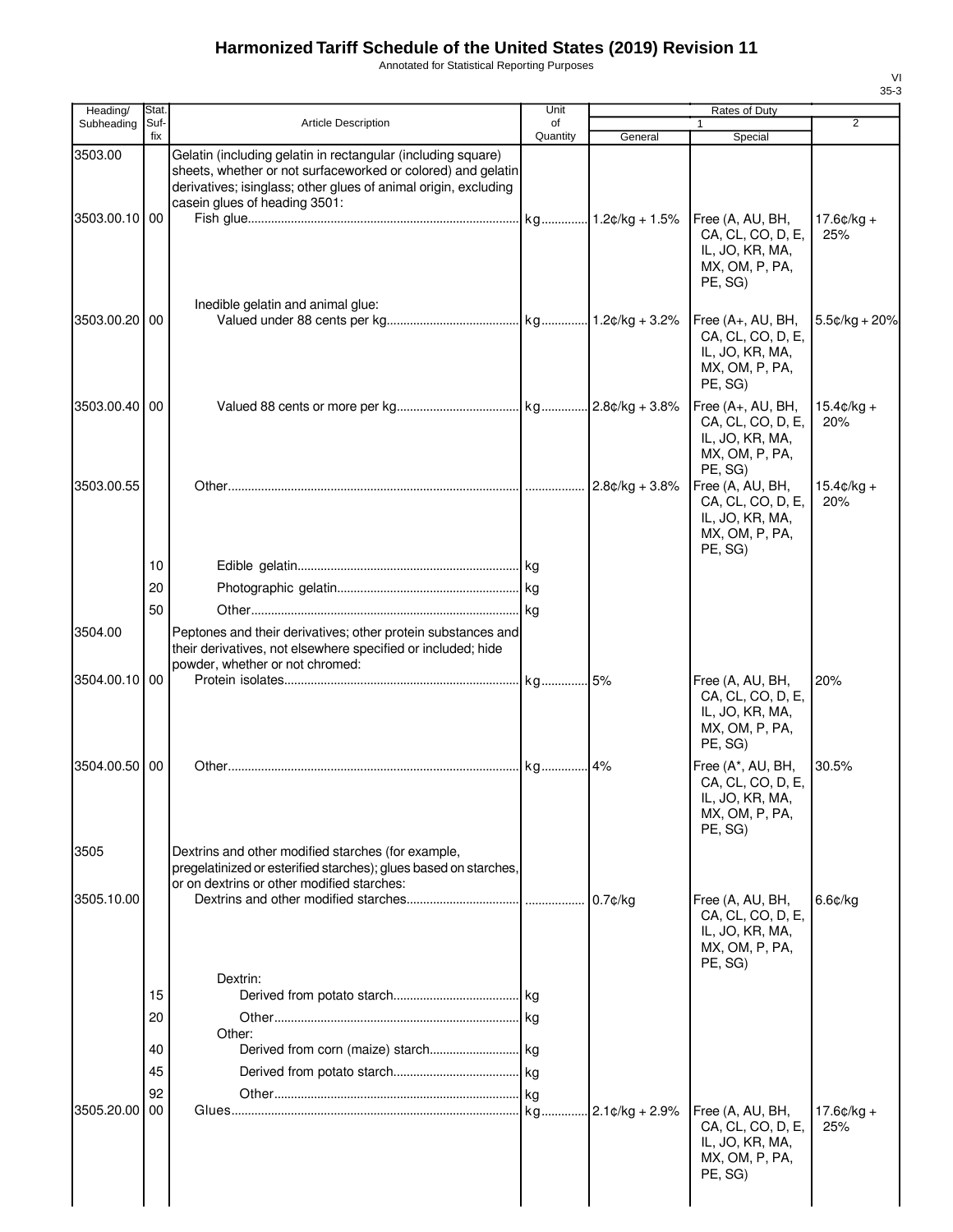# Harmonized Tariff Schedule of the United States (2019) Revision 11

Annotated for Statistical Reporting Purposes

| Heading/ Subheading | Stat. Suf- fix | Article Description | Unit of Quantity | Rates of Duty 1 General | Special | 2 |
|---|---|---|---|---|---|---|
| 3503.00 | | Gelatin (including gelatin in rectangular (including square) sheets, whether or not surfaceworked or colored) and gelatin derivatives; isinglass; other glues of animal origin, excluding casein glues of heading 3501: | | | | |
| 3503.00.10 | 00 | Fish glue | kg | 1.2¢/kg + 1.5% | Free (A, AU, BH, CA, CL, CO, D, E, IL, JO, KR, MA, MX, OM, P, PA, PE, SG) | 17.6¢/kg + 25% |
| | | Inedible gelatin and animal glue: | | | | |
| 3503.00.20 | 00 | Valued under 88 cents per kg | kg | 1.2¢/kg + 3.2% | Free (A+, AU, BH, CA, CL, CO, D, E, IL, JO, KR, MA, MX, OM, P, PA, PE, SG) | 5.5¢/kg + 20% |
| 3503.00.40 | 00 | Valued 88 cents or more per kg | kg | 2.8¢/kg + 3.8% | Free (A+, AU, BH, CA, CL, CO, D, E, IL, JO, KR, MA, MX, OM, P, PA, PE, SG) | 15.4¢/kg + 20% |
| 3503.00.55 | | Other | | 2.8¢/kg + 3.8% | Free (A, AU, BH, CA, CL, CO, D, E, IL, JO, KR, MA, MX, OM, P, PA, PE, SG) | 15.4¢/kg + 20% |
| | 10 | Edible gelatin | kg | | | |
| | 20 | Photographic gelatin | kg | | | |
| | 50 | Other | kg | | | |
| 3504.00 | | Peptones and their derivatives; other protein substances and their derivatives, not elsewhere specified or included; hide powder, whether or not chromed: | | | | |
| 3504.00.10 | 00 | Protein isolates | kg | 5% | Free (A, AU, BH, CA, CL, CO, D, E, IL, JO, KR, MA, MX, OM, P, PA, PE, SG) | 20% |
| 3504.00.50 | 00 | Other | kg | 4% | Free (A*, AU, BH, CA, CL, CO, D, E, IL, JO, KR, MA, MX, OM, P, PA, PE, SG) | 30.5% |
| 3505 | | Dextrins and other modified starches (for example, pregelatinized or esterified starches); glues based on starches, or on dextrins or other modified starches: | | | | |
| 3505.10.00 | | Dextrins and other modified starches | | 0.7¢/kg | Free (A, AU, BH, CA, CL, CO, D, E, IL, JO, KR, MA, MX, OM, P, PA, PE, SG) | 6.6¢/kg |
| | | Dextrin: | | | | |
| | 15 | Derived from potato starch | kg | | | |
| | 20 | Other | kg | | | |
| | | Other: | | | | |
| | 40 | Derived from corn (maize) starch | kg | | | |
| | 45 | Derived from potato starch | kg | | | |
| | 92 | Other | kg | | | |
| 3505.20.00 | 00 | Glues | kg | 2.1¢/kg + 2.9% | Free (A, AU, BH, CA, CL, CO, D, E, IL, JO, KR, MA, MX, OM, P, PA, PE, SG) | 17.6¢/kg + 25% |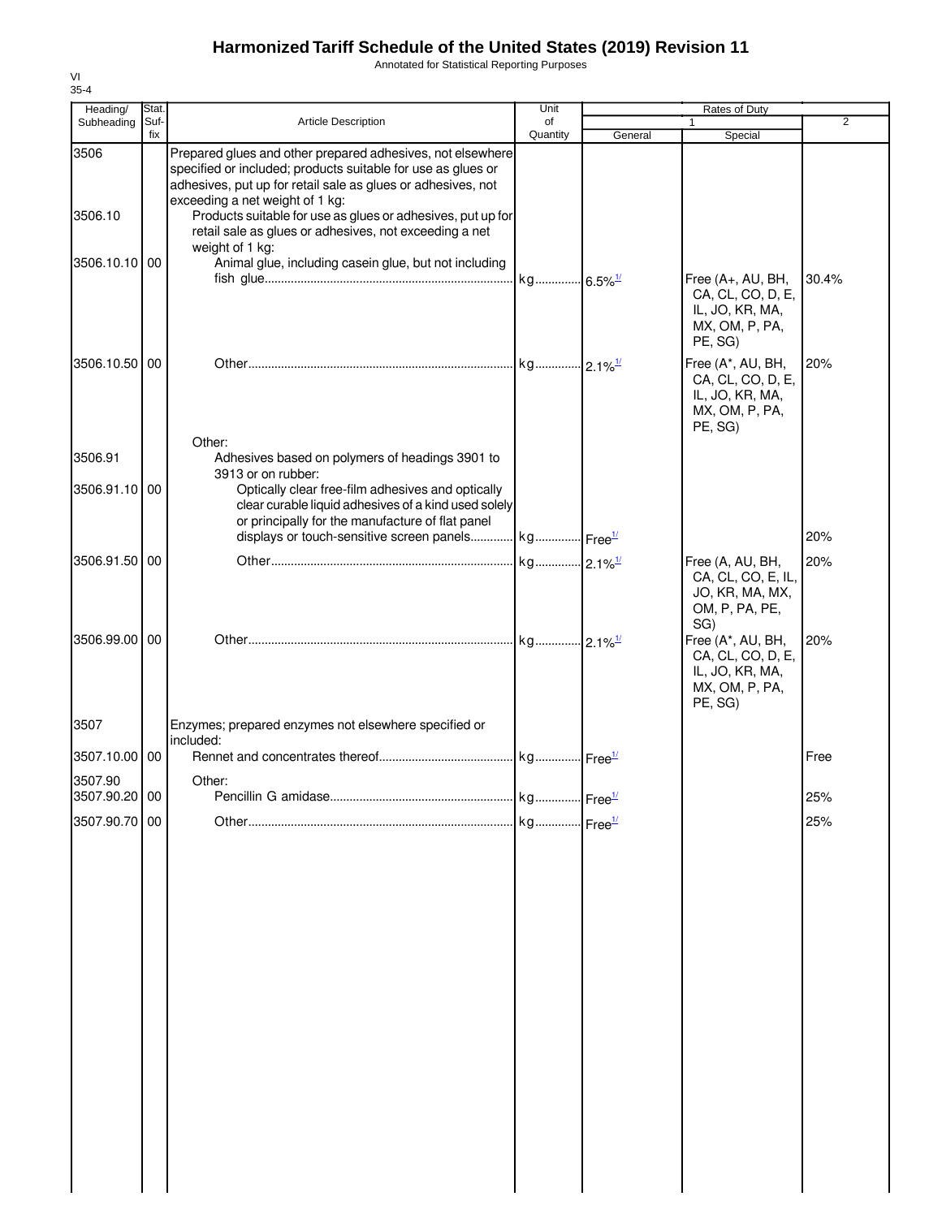# Harmonized Tariff Schedule of the United States (2019) Revision 11

Annotated for Statistical Reporting Purposes

VI
35-4

| Heading/ Subheading | Stat. Suf-fix | Article Description | Unit of Quantity | Rates of Duty 1 General | Special | 2 |
|---|---|---|---|---|---|---|
| 3506 | | Prepared glues and other prepared adhesives, not elsewhere specified or included; products suitable for use as glues or adhesives, put up for retail sale as glues or adhesives, not exceeding a net weight of 1 kg: | | | | |
| 3506.10 | | Products suitable for use as glues or adhesives, put up for retail sale as glues or adhesives, not exceeding a net weight of 1 kg: | | | | |
| 3506.10.10 | 00 | Animal glue, including casein glue, but not including fish glue | kg | 6.5%[1/] | Free (A+, AU, BH, CA, CL, CO, D, E, IL, JO, KR, MA, MX, OM, P, PA, PE, SG) | 30.4% |
| 3506.10.50 | 00 | Other | kg | 2.1%[1/] | Free (A*, AU, BH, CA, CL, CO, D, E, IL, JO, KR, MA, MX, OM, P, PA, PE, SG) | 20% |
| | | Other: | | | | |
| 3506.91 | | Adhesives based on polymers of headings 3901 to 3913 or on rubber: | | | | |
| 3506.91.10 | 00 | Optically clear free-film adhesives and optically clear curable liquid adhesives of a kind used solely or principally for the manufacture of flat panel displays or touch-sensitive screen panels | kg | Free[1/] | | 20% |
| 3506.91.50 | 00 | Other | kg | 2.1%[1/] | Free (A, AU, BH, CA, CL, CO, E, IL, JO, KR, MA, MX, OM, P, PA, PE, SG) | 20% |
| 3506.99.00 | 00 | Other | kg | 2.1%[1/] | Free (A*, AU, BH, CA, CL, CO, D, E, IL, JO, KR, MA, MX, OM, P, PA, PE, SG) | 20% |
| 3507 | | Enzymes; prepared enzymes not elsewhere specified or included: | | | | |
| 3507.10.00 | 00 | Rennet and concentrates thereof | kg | Free[1/] | | Free |
| 3507.90 | | Other: | | | | |
| 3507.90.20 | 00 | Pencillin G amidase | kg | Free[1/] | | 25% |
| 3507.90.70 | 00 | Other | kg | Free[1/] | | 25% |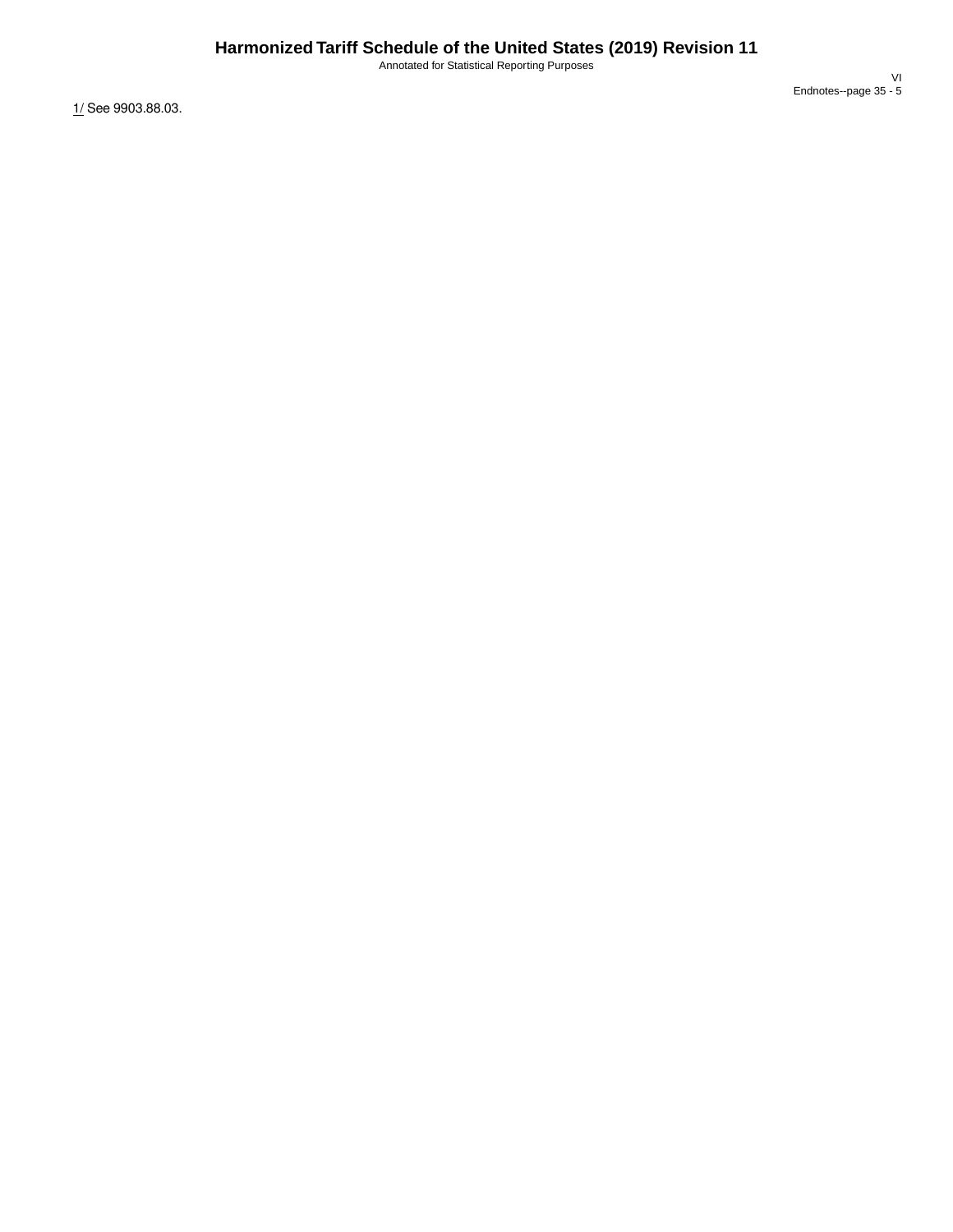1/ See 9903.88.03.